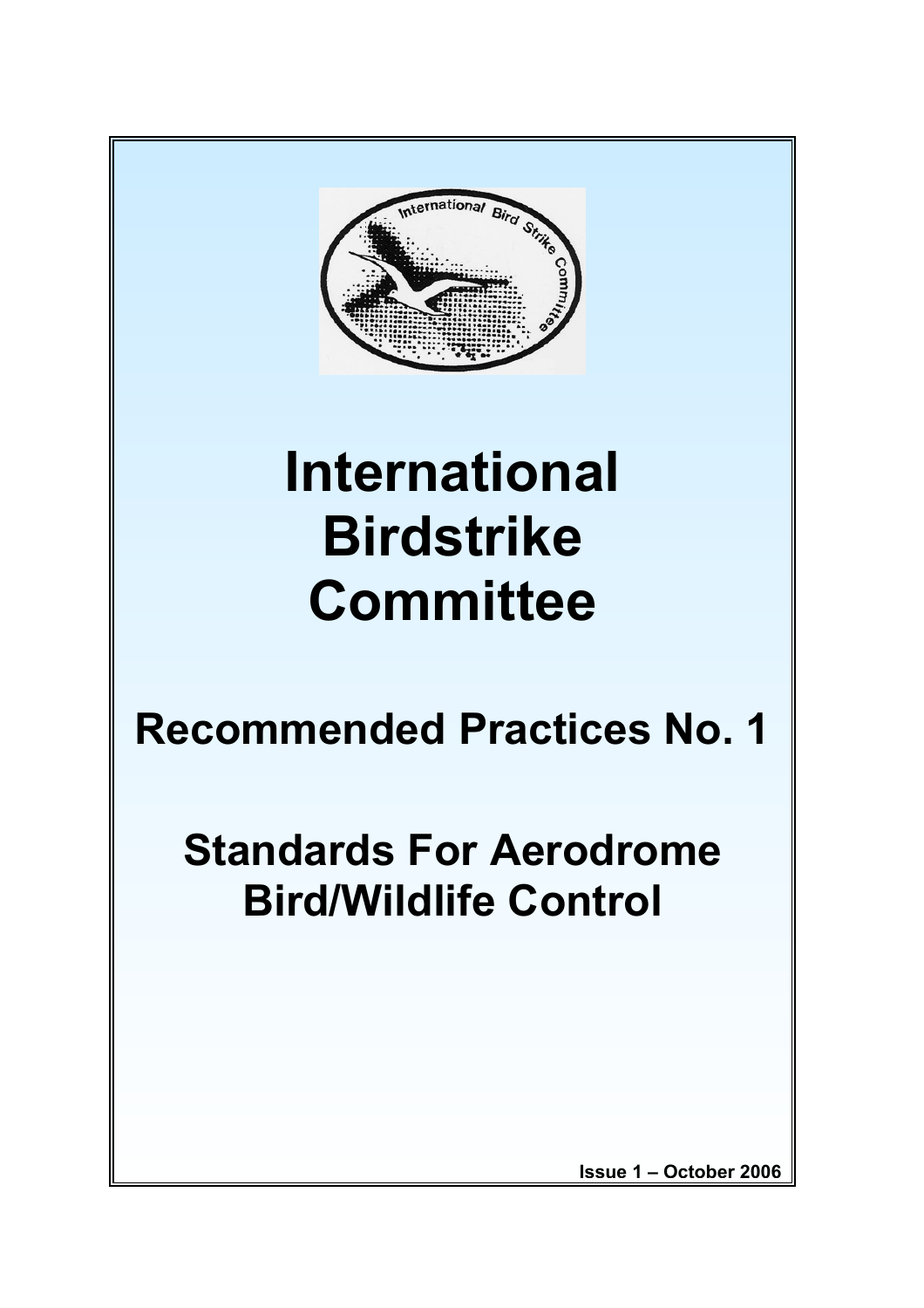# International Birdstrike Committee

## Recommended Practices No. 1

## Standards For Aerodrome Bird/Wildlife Control

**Issue 1 – October 2006**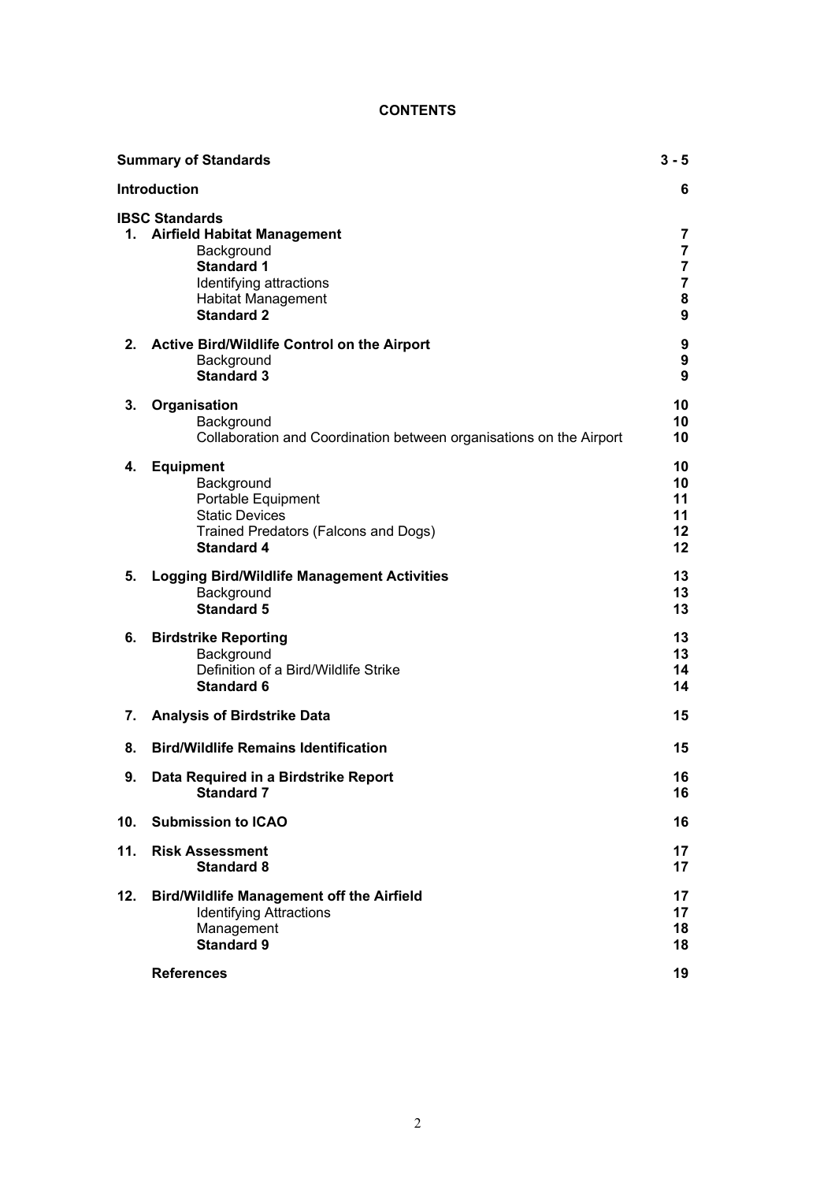**CONTENTS**

| | | |
|---|---|---|
| **Summary of Standards** | | **3 - 5** |
| **Introduction** | | **6** |
| **IBSC Standards** | | |
| **1.** | **Airfield Habitat Management** | **7** |
| | Background | **7** |
| | **Standard 1** | **7** |
| | Identifying attractions | **7** |
| | Habitat Management | **8** |
| | **Standard 2** | **9** |
| **2.** | **Active Bird/Wildlife Control on the Airport** | **9** |
| | Background | **9** |
| | **Standard 3** | **9** |
| **3.** | **Organisation** | **10** |
| | Background | **10** |
| | Collaboration and Coordination between organisations on the Airport | **10** |
| **4.** | **Equipment** | **10** |
| | Background | **10** |
| | Portable Equipment | **11** |
| | Static Devices | **11** |
| | Trained Predators (Falcons and Dogs) | **12** |
| | **Standard 4** | **12** |
| **5.** | **Logging Bird/Wildlife Management Activities** | **13** |
| | Background | **13** |
| | **Standard 5** | **13** |
| **6.** | **Birdstrike Reporting** | **13** |
| | Background | **13** |
| | Definition of a Bird/Wildlife Strike | **14** |
| | **Standard 6** | **14** |
| **7.** | **Analysis of Birdstrike Data** | **15** |
| **8.** | **Bird/Wildlife Remains Identification** | **15** |
| **9.** | **Data Required in a Birdstrike Report** | **16** |
| | **Standard 7** | **16** |
| **10.** | **Submission to ICAO** | **16** |
| **11.** | **Risk Assessment** | **17** |
| | **Standard 8** | **17** |
| **12.** | **Bird/Wildlife Management off the Airfield** | **17** |
| | Identifying Attractions | **17** |
| | Management | **18** |
| | **Standard 9** | **18** |
| | **References** | **19** |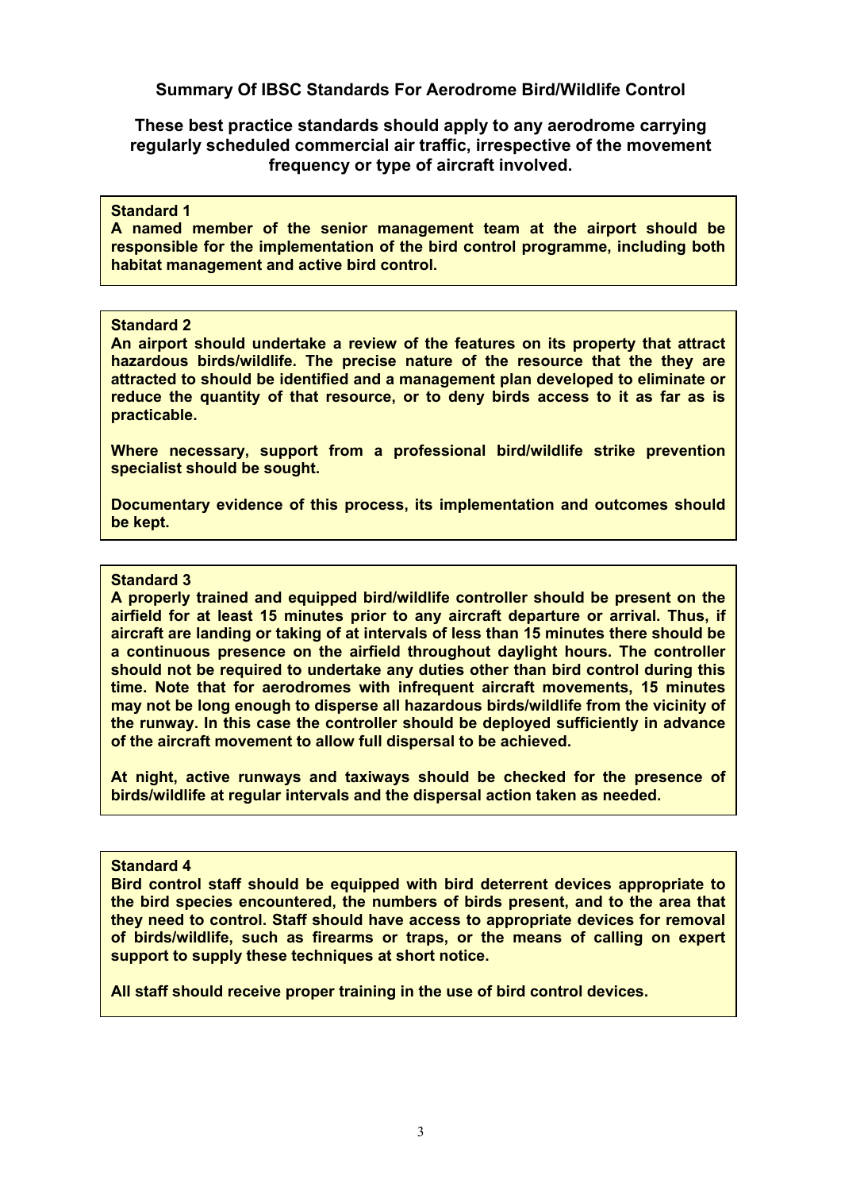## Summary Of IBSC Standards For Aerodrome Bird/Wildlife Control

### These best practice standards should apply to any aerodrome carrying regularly scheduled commercial air traffic, irrespective of the movement frequency or type of aircraft involved.

**Standard 1**

**A named member of the senior management team at the airport should be responsible for the implementation of the bird control programme, including both habitat management and active bird control.**

**Standard 2**

**An airport should undertake a review of the features on its property that attract hazardous birds/wildlife. The precise nature of the resource that the they are attracted to should be identified and a management plan developed to eliminate or reduce the quantity of that resource, or to deny birds access to it as far as is practicable.**

**Where necessary, support from a professional bird/wildlife strike prevention specialist should be sought.**

**Documentary evidence of this process, its implementation and outcomes should be kept.**

**Standard 3**

**A properly trained and equipped bird/wildlife controller should be present on the airfield for at least 15 minutes prior to any aircraft departure or arrival. Thus, if aircraft are landing or taking of at intervals of less than 15 minutes there should be a continuous presence on the airfield throughout daylight hours. The controller should not be required to undertake any duties other than bird control during this time. Note that for aerodromes with infrequent aircraft movements, 15 minutes may not be long enough to disperse all hazardous birds/wildlife from the vicinity of the runway. In this case the controller should be deployed sufficiently in advance of the aircraft movement to allow full dispersal to be achieved.**

**At night, active runways and taxiways should be checked for the presence of birds/wildlife at regular intervals and the dispersal action taken as needed.**

**Standard 4**

**Bird control staff should be equipped with bird deterrent devices appropriate to the bird species encountered, the numbers of birds present, and to the area that they need to control. Staff should have access to appropriate devices for removal of birds/wildlife, such as firearms or traps, or the means of calling on expert support to supply these techniques at short notice.**

**All staff should receive proper training in the use of bird control devices.**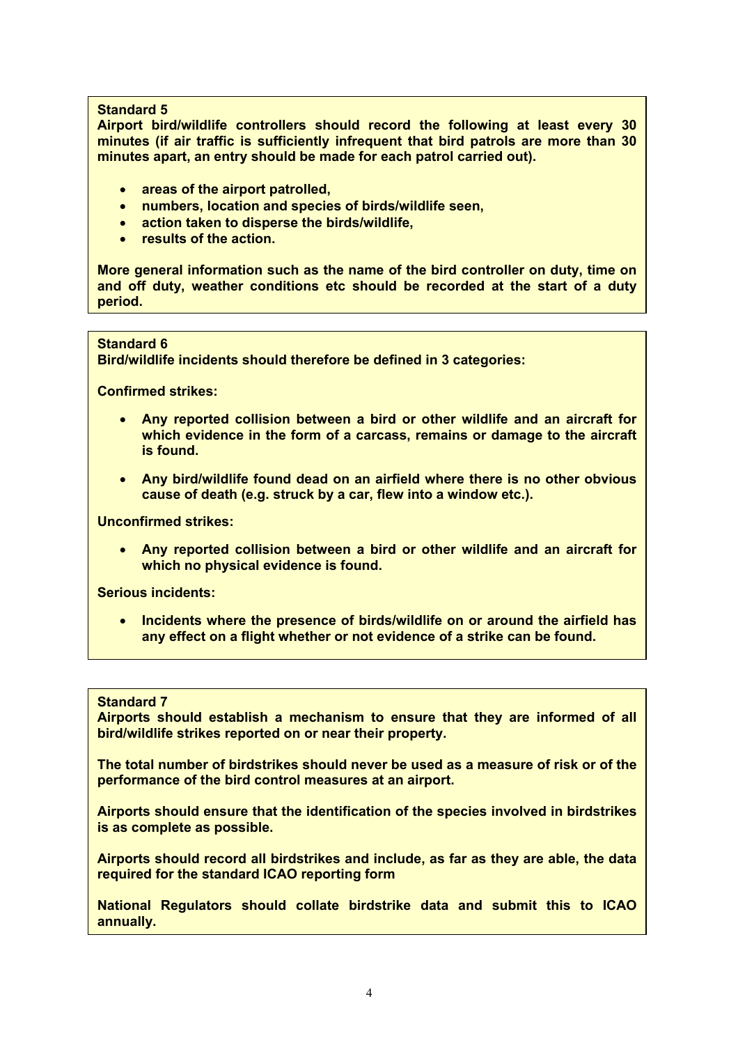**Standard 5**

**Airport bird/wildlife controllers should record the following at least every 30 minutes (if air traffic is sufficiently infrequent that bird patrols are more than 30 minutes apart, an entry should be made for each patrol carried out).**

- **areas of the airport patrolled,**
- **numbers, location and species of birds/wildlife seen,**
- **action taken to disperse the birds/wildlife,**
- **results of the action.**

**More general information such as the name of the bird controller on duty, time on and off duty, weather conditions etc should be recorded at the start of a duty period.**

**Standard 6**

**Bird/wildlife incidents should therefore be defined in 3 categories:**

**Confirmed strikes:**

- **Any reported collision between a bird or other wildlife and an aircraft for which evidence in the form of a carcass, remains or damage to the aircraft is found.**
- **Any bird/wildlife found dead on an airfield where there is no other obvious cause of death (e.g. struck by a car, flew into a window etc.).**

**Unconfirmed strikes:**

- **Any reported collision between a bird or other wildlife and an aircraft for which no physical evidence is found.**

**Serious incidents:**

- **Incidents where the presence of birds/wildlife on or around the airfield has any effect on a flight whether or not evidence of a strike can be found.**

**Standard 7**

**Airports should establish a mechanism to ensure that they are informed of all bird/wildlife strikes reported on or near their property.**

**The total number of birdstrikes should never be used as a measure of risk or of the performance of the bird control measures at an airport.**

**Airports should ensure that the identification of the species involved in birdstrikes is as complete as possible.**

**Airports should record all birdstrikes and include, as far as they are able, the data required for the standard ICAO reporting form**

**National Regulators should collate birdstrike data and submit this to ICAO annually.**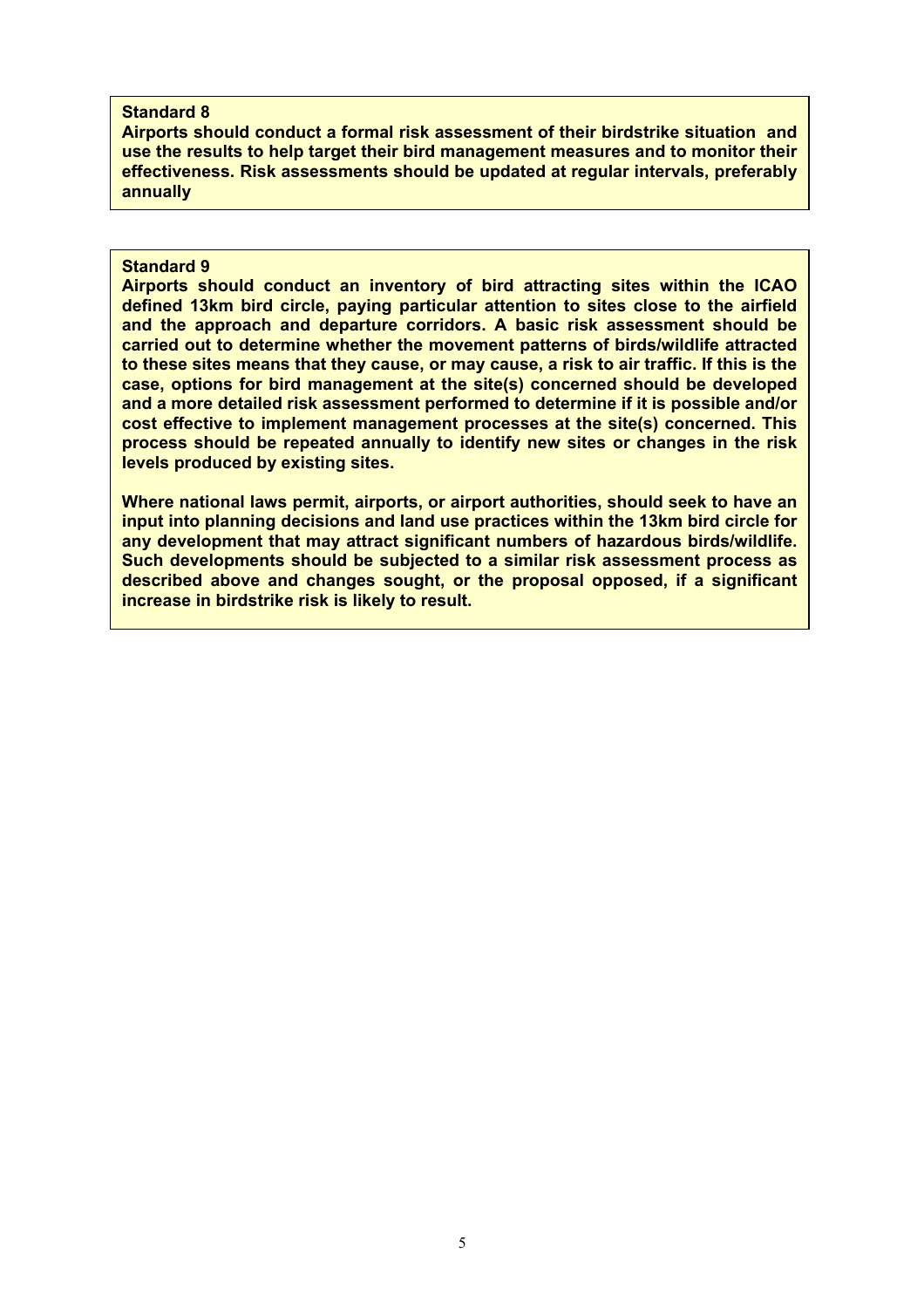**Standard 8**

**Airports should conduct a formal risk assessment of their birdstrike situation and use the results to help target their bird management measures and to monitor their effectiveness. Risk assessments should be updated at regular intervals, preferably annually**

**Standard 9**

**Airports should conduct an inventory of bird attracting sites within the ICAO defined 13km bird circle, paying particular attention to sites close to the airfield and the approach and departure corridors. A basic risk assessment should be carried out to determine whether the movement patterns of birds/wildlife attracted to these sites means that they cause, or may cause, a risk to air traffic. If this is the case, options for bird management at the site(s) concerned should be developed and a more detailed risk assessment performed to determine if it is possible and/or cost effective to implement management processes at the site(s) concerned. This process should be repeated annually to identify new sites or changes in the risk levels produced by existing sites.**

**Where national laws permit, airports, or airport authorities, should seek to have an input into planning decisions and land use practices within the 13km bird circle for any development that may attract significant numbers of hazardous birds/wildlife. Such developments should be subjected to a similar risk assessment process as described above and changes sought, or the proposal opposed, if a significant increase in birdstrike risk is likely to result.**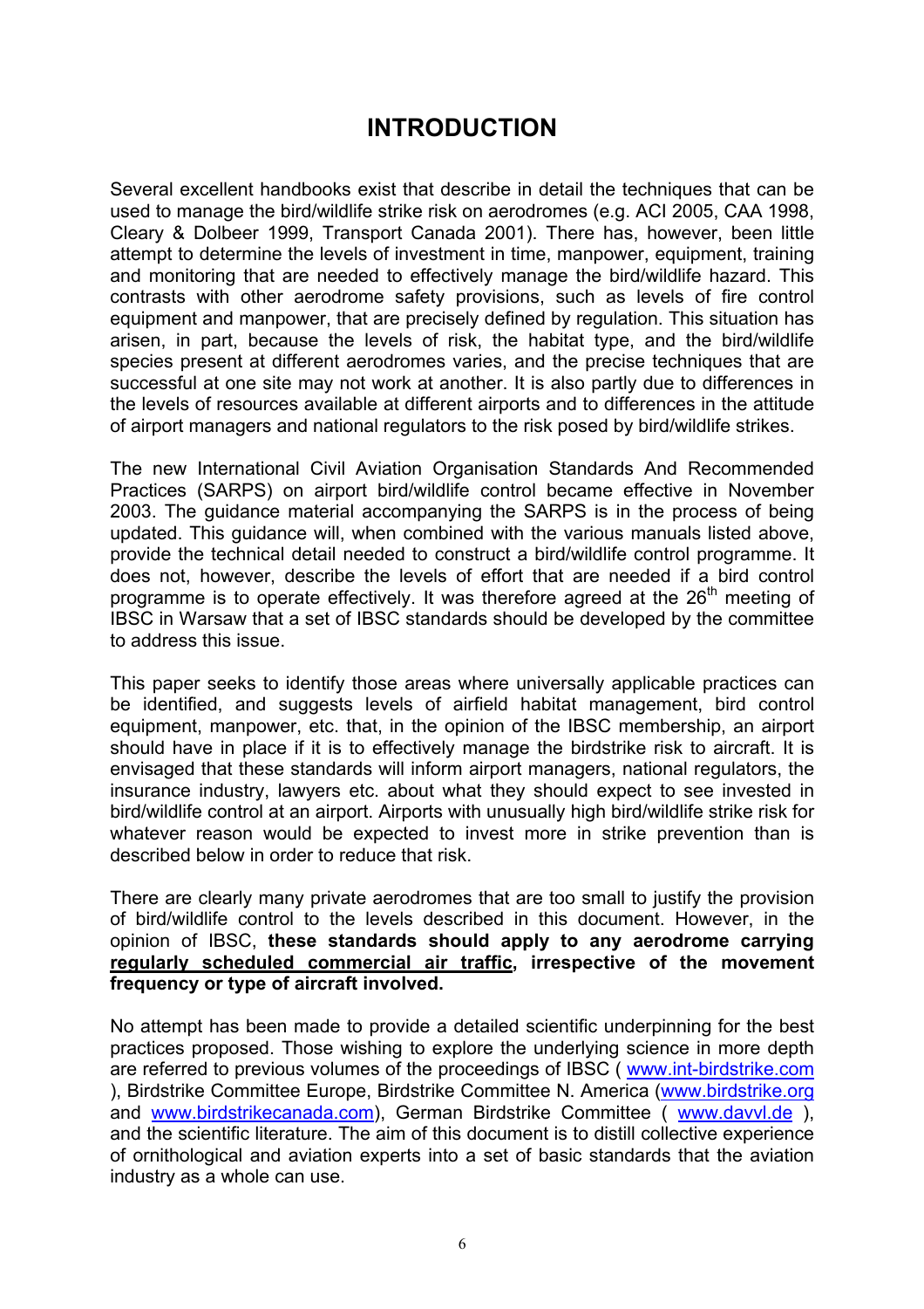# INTRODUCTION

Several excellent handbooks exist that describe in detail the techniques that can be used to manage the bird/wildlife strike risk on aerodromes (e.g. ACI 2005, CAA 1998, Cleary & Dolbeer 1999, Transport Canada 2001). There has, however, been little attempt to determine the levels of investment in time, manpower, equipment, training and monitoring that are needed to effectively manage the bird/wildlife hazard. This contrasts with other aerodrome safety provisions, such as levels of fire control equipment and manpower, that are precisely defined by regulation. This situation has arisen, in part, because the levels of risk, the habitat type, and the bird/wildlife species present at different aerodromes varies, and the precise techniques that are successful at one site may not work at another. It is also partly due to differences in the levels of resources available at different airports and to differences in the attitude of airport managers and national regulators to the risk posed by bird/wildlife strikes.

The new International Civil Aviation Organisation Standards And Recommended Practices (SARPS) on airport bird/wildlife control became effective in November 2003. The guidance material accompanying the SARPS is in the process of being updated. This guidance will, when combined with the various manuals listed above, provide the technical detail needed to construct a bird/wildlife control programme. It does not, however, describe the levels of effort that are needed if a bird control programme is to operate effectively. It was therefore agreed at the 26th meeting of IBSC in Warsaw that a set of IBSC standards should be developed by the committee to address this issue.

This paper seeks to identify those areas where universally applicable practices can be identified, and suggests levels of airfield habitat management, bird control equipment, manpower, etc. that, in the opinion of the IBSC membership, an airport should have in place if it is to effectively manage the birdstrike risk to aircraft. It is envisaged that these standards will inform airport managers, national regulators, the insurance industry, lawyers etc. about what they should expect to see invested in bird/wildlife control at an airport. Airports with unusually high bird/wildlife strike risk for whatever reason would be expected to invest more in strike prevention than is described below in order to reduce that risk.

There are clearly many private aerodromes that are too small to justify the provision of bird/wildlife control to the levels described in this document. However, in the opinion of IBSC, **these standards should apply to any aerodrome carrying <u>regularly scheduled commercial air traffic</u>, irrespective of the movement frequency or type of aircraft involved.**

No attempt has been made to provide a detailed scientific underpinning for the best practices proposed. Those wishing to explore the underlying science in more depth are referred to previous volumes of the proceedings of IBSC ( www.int-birdstrike.com ), Birdstrike Committee Europe, Birdstrike Committee N. America (www.birdstrike.org and www.birdstrikecanada.com), German Birdstrike Committee ( www.davvl.de ), and the scientific literature. The aim of this document is to distill collective experience of ornithological and aviation experts into a set of basic standards that the aviation industry as a whole can use.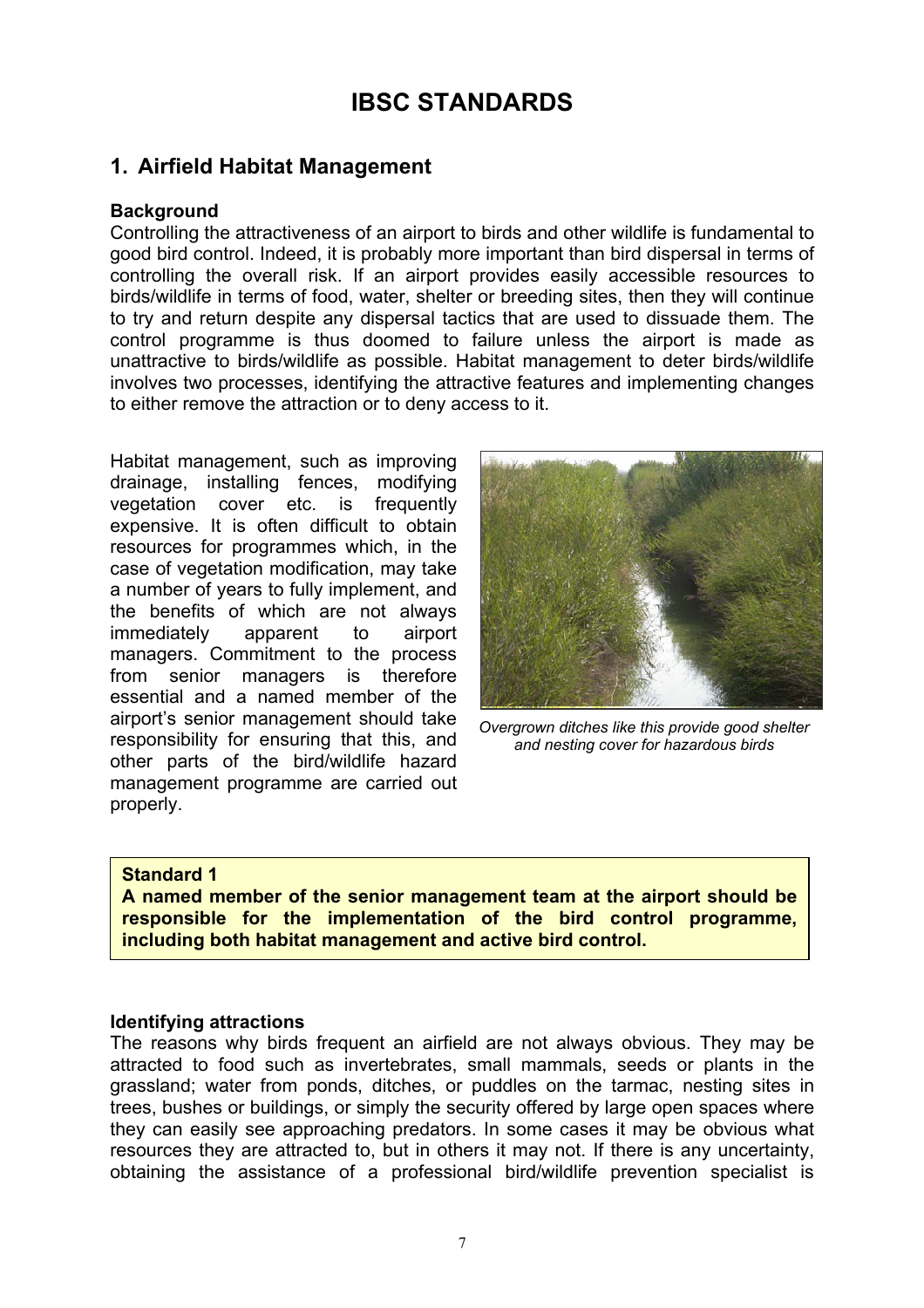# IBSC STANDARDS

## 1. Airfield Habitat Management

### Background

Controlling the attractiveness of an airport to birds and other wildlife is fundamental to good bird control. Indeed, it is probably more important than bird dispersal in terms of controlling the overall risk. If an airport provides easily accessible resources to birds/wildlife in terms of food, water, shelter or breeding sites, then they will continue to try and return despite any dispersal tactics that are used to dissuade them. The control programme is thus doomed to failure unless the airport is made as unattractive to birds/wildlife as possible. Habitat management to deter birds/wildlife involves two processes, identifying the attractive features and implementing changes to either remove the attraction or to deny access to it.

Habitat management, such as improving drainage, installing fences, modifying vegetation cover etc. is frequently expensive. It is often difficult to obtain resources for programmes which, in the case of vegetation modification, may take a number of years to fully implement, and the benefits of which are not always immediately apparent to airport managers. Commitment to the process from senior managers is therefore essential and a named member of the airport's senior management should take responsibility for ensuring that this, and other parts of the bird/wildlife hazard management programme are carried out properly.

*Overgrown ditches like this provide good shelter and nesting cover for hazardous birds*

> **Standard 1**
> **A named member of the senior management team at the airport should be responsible for the implementation of the bird control programme, including both habitat management and active bird control.**

### Identifying attractions

The reasons why birds frequent an airfield are not always obvious. They may be attracted to food such as invertebrates, small mammals, seeds or plants in the grassland; water from ponds, ditches, or puddles on the tarmac, nesting sites in trees, bushes or buildings, or simply the security offered by large open spaces where they can easily see approaching predators. In some cases it may be obvious what resources they are attracted to, but in others it may not. If there is any uncertainty, obtaining the assistance of a professional bird/wildlife prevention specialist is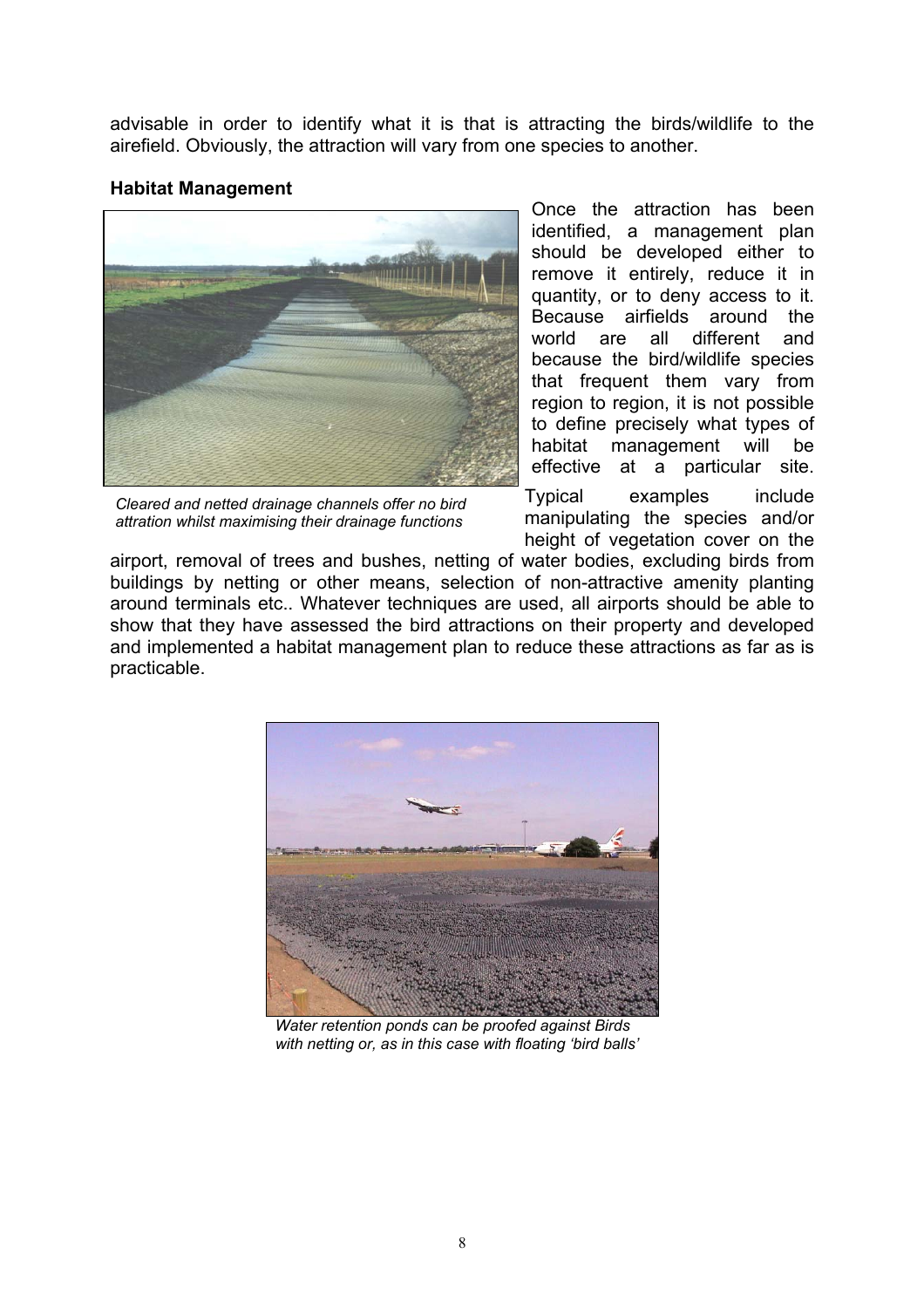advisable in order to identify what it is that is attracting the birds/wildlife to the airefield. Obviously, the attraction will vary from one species to another.

**Habitat Management**

*Cleared and netted drainage channels offer no bird attration whilst maximising their drainage functions*

Once the attraction has been identified, a management plan should be developed either to remove it entirely, reduce it in quantity, or to deny access to it. Because airfields around the world are all different and because the bird/wildlife species that frequent them vary from region to region, it is not possible to define precisely what types of habitat management will be effective at a particular site. Typical examples include manipulating the species and/or height of vegetation cover on the airport, removal of trees and bushes, netting of water bodies, excluding birds from buildings by netting or other means, selection of non-attractive amenity planting around terminals etc.. Whatever techniques are used, all airports should be able to show that they have assessed the bird attractions on their property and developed and implemented a habitat management plan to reduce these attractions as far as is practicable.

*Water retention ponds can be proofed against Birds with netting or, as in this case with floating 'bird balls'*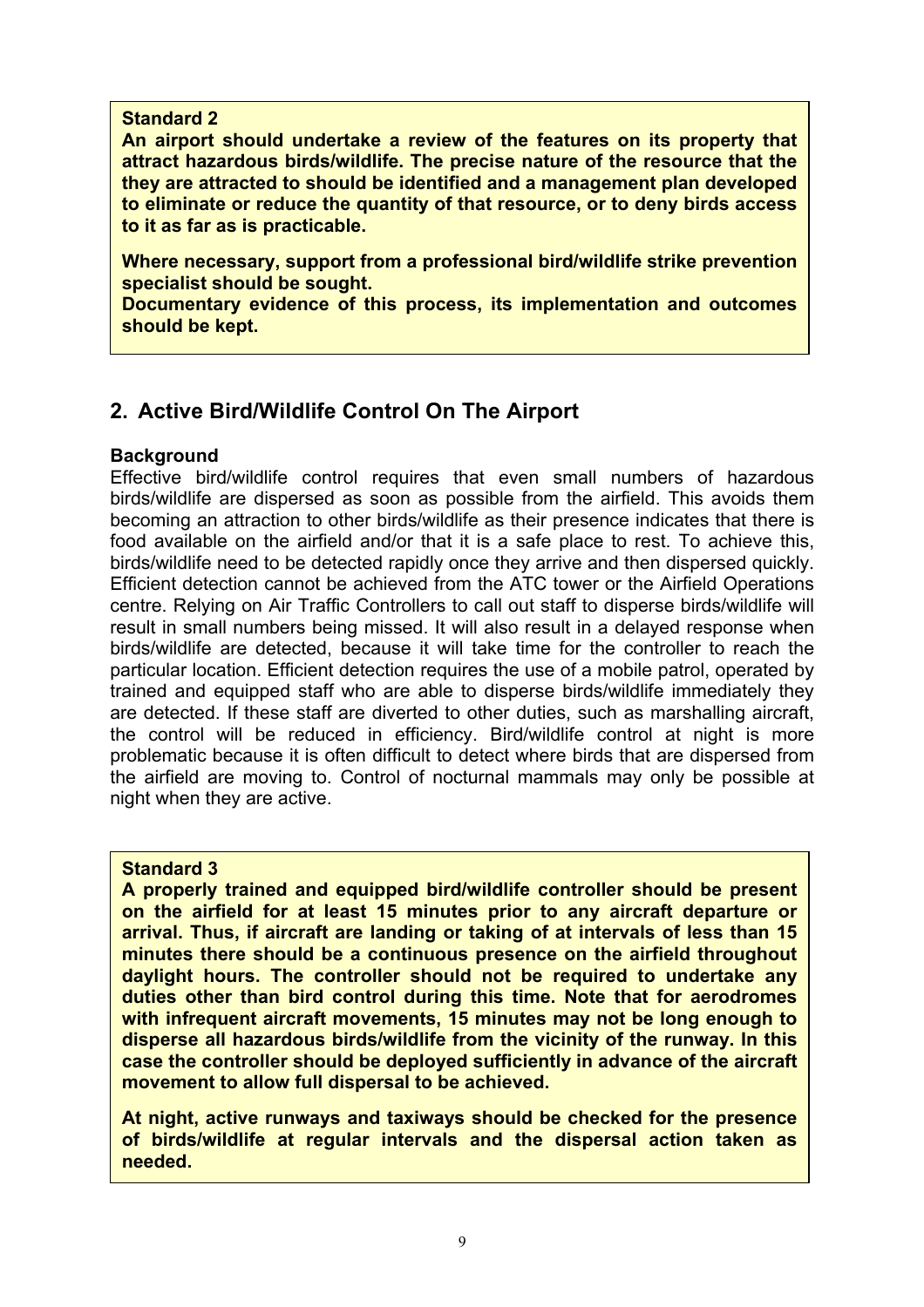**Standard 2**

**An airport should undertake a review of the features on its property that attract hazardous birds/wildlife. The precise nature of the resource that the they are attracted to should be identified and a management plan developed to eliminate or reduce the quantity of that resource, or to deny birds access to it as far as is practicable.**

**Where necessary, support from a professional bird/wildlife strike prevention specialist should be sought.**

**Documentary evidence of this process, its implementation and outcomes should be kept.**

## 2. Active Bird/Wildlife Control On The Airport

**Background**

Effective bird/wildlife control requires that even small numbers of hazardous birds/wildlife are dispersed as soon as possible from the airfield. This avoids them becoming an attraction to other birds/wildlife as their presence indicates that there is food available on the airfield and/or that it is a safe place to rest. To achieve this, birds/wildlife need to be detected rapidly once they arrive and then dispersed quickly. Efficient detection cannot be achieved from the ATC tower or the Airfield Operations centre. Relying on Air Traffic Controllers to call out staff to disperse birds/wildlife will result in small numbers being missed. It will also result in a delayed response when birds/wildlife are detected, because it will take time for the controller to reach the particular location. Efficient detection requires the use of a mobile patrol, operated by trained and equipped staff who are able to disperse birds/wildlife immediately they are detected. If these staff are diverted to other duties, such as marshalling aircraft, the control will be reduced in efficiency. Bird/wildlife control at night is more problematic because it is often difficult to detect where birds that are dispersed from the airfield are moving to. Control of nocturnal mammals may only be possible at night when they are active.

**Standard 3**

**A properly trained and equipped bird/wildlife controller should be present on the airfield for at least 15 minutes prior to any aircraft departure or arrival. Thus, if aircraft are landing or taking of at intervals of less than 15 minutes there should be a continuous presence on the airfield throughout daylight hours. The controller should not be required to undertake any duties other than bird control during this time. Note that for aerodromes with infrequent aircraft movements, 15 minutes may not be long enough to disperse all hazardous birds/wildlife from the vicinity of the runway. In this case the controller should be deployed sufficiently in advance of the aircraft movement to allow full dispersal to be achieved.**

**At night, active runways and taxiways should be checked for the presence of birds/wildlife at regular intervals and the dispersal action taken as needed.**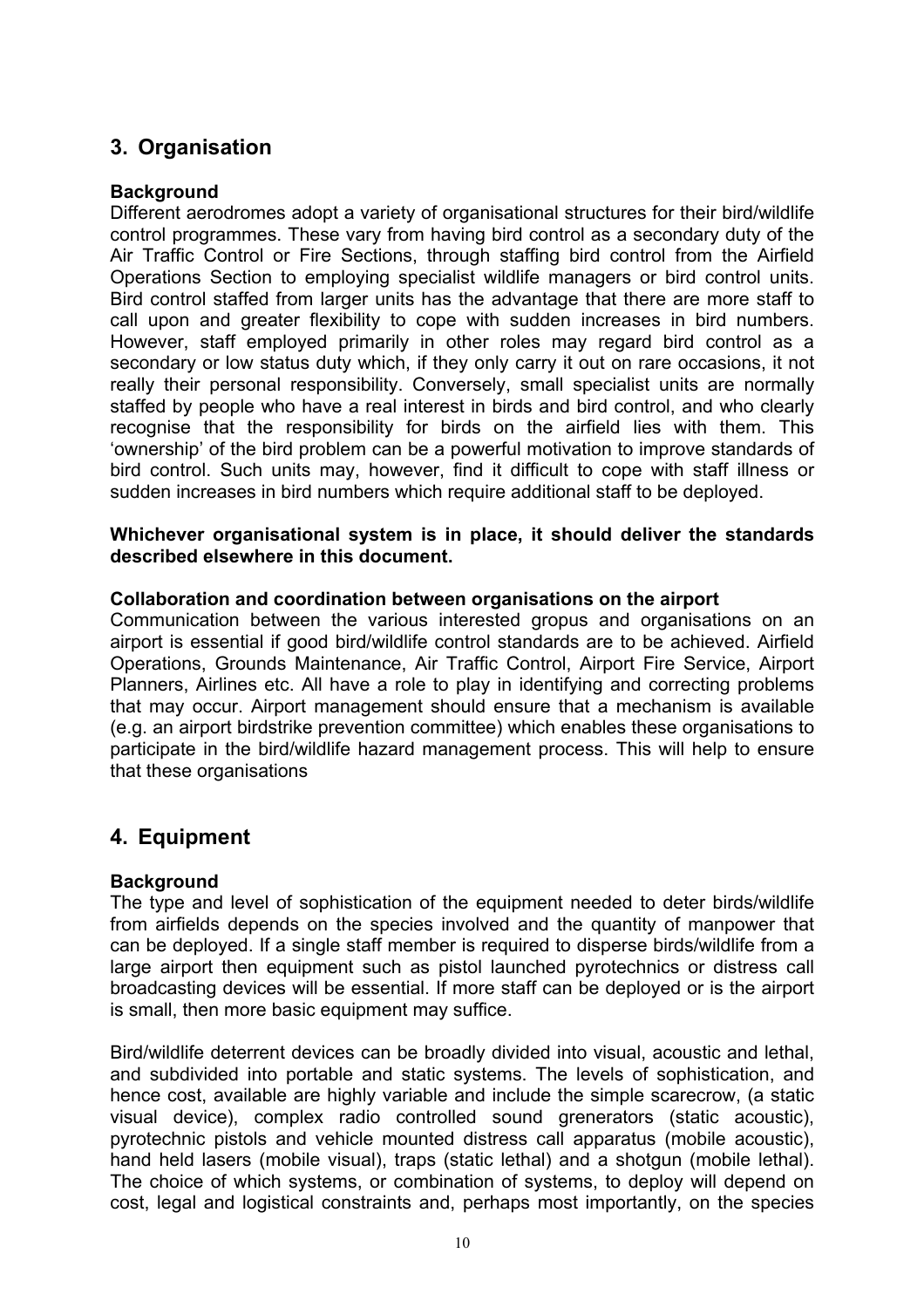## 3. Organisation

### Background

Different aerodromes adopt a variety of organisational structures for their bird/wildlife control programmes. These vary from having bird control as a secondary duty of the Air Traffic Control or Fire Sections, through staffing bird control from the Airfield Operations Section to employing specialist wildlife managers or bird control units. Bird control staffed from larger units has the advantage that there are more staff to call upon and greater flexibility to cope with sudden increases in bird numbers. However, staff employed primarily in other roles may regard bird control as a secondary or low status duty which, if they only carry it out on rare occasions, it not really their personal responsibility. Conversely, small specialist units are normally staffed by people who have a real interest in birds and bird control, and who clearly recognise that the responsibility for birds on the airfield lies with them. This 'ownership' of the bird problem can be a powerful motivation to improve standards of bird control. Such units may, however, find it difficult to cope with staff illness or sudden increases in bird numbers which require additional staff to be deployed.

**Whichever organisational system is in place, it should deliver the standards described elsewhere in this document.**

### Collaboration and coordination between organisations on the airport

Communication between the various interested gropus and organisations on an airport is essential if good bird/wildlife control standards are to be achieved. Airfield Operations, Grounds Maintenance, Air Traffic Control, Airport Fire Service, Airport Planners, Airlines etc. All have a role to play in identifying and correcting problems that may occur. Airport management should ensure that a mechanism is available (e.g. an airport birdstrike prevention committee) which enables these organisations to participate in the bird/wildlife hazard management process. This will help to ensure that these organisations

## 4. Equipment

### Background

The type and level of sophistication of the equipment needed to deter birds/wildlife from airfields depends on the species involved and the quantity of manpower that can be deployed. If a single staff member is required to disperse birds/wildlife from a large airport then equipment such as pistol launched pyrotechnics or distress call broadcasting devices will be essential. If more staff can be deployed or is the airport is small, then more basic equipment may suffice.

Bird/wildlife deterrent devices can be broadly divided into visual, acoustic and lethal, and subdivided into portable and static systems. The levels of sophistication, and hence cost, available are highly variable and include the simple scarecrow, (a static visual device), complex radio controlled sound grenerators (static acoustic), pyrotechnic pistols and vehicle mounted distress call apparatus (mobile acoustic), hand held lasers (mobile visual), traps (static lethal) and a shotgun (mobile lethal). The choice of which systems, or combination of systems, to deploy will depend on cost, legal and logistical constraints and, perhaps most importantly, on the species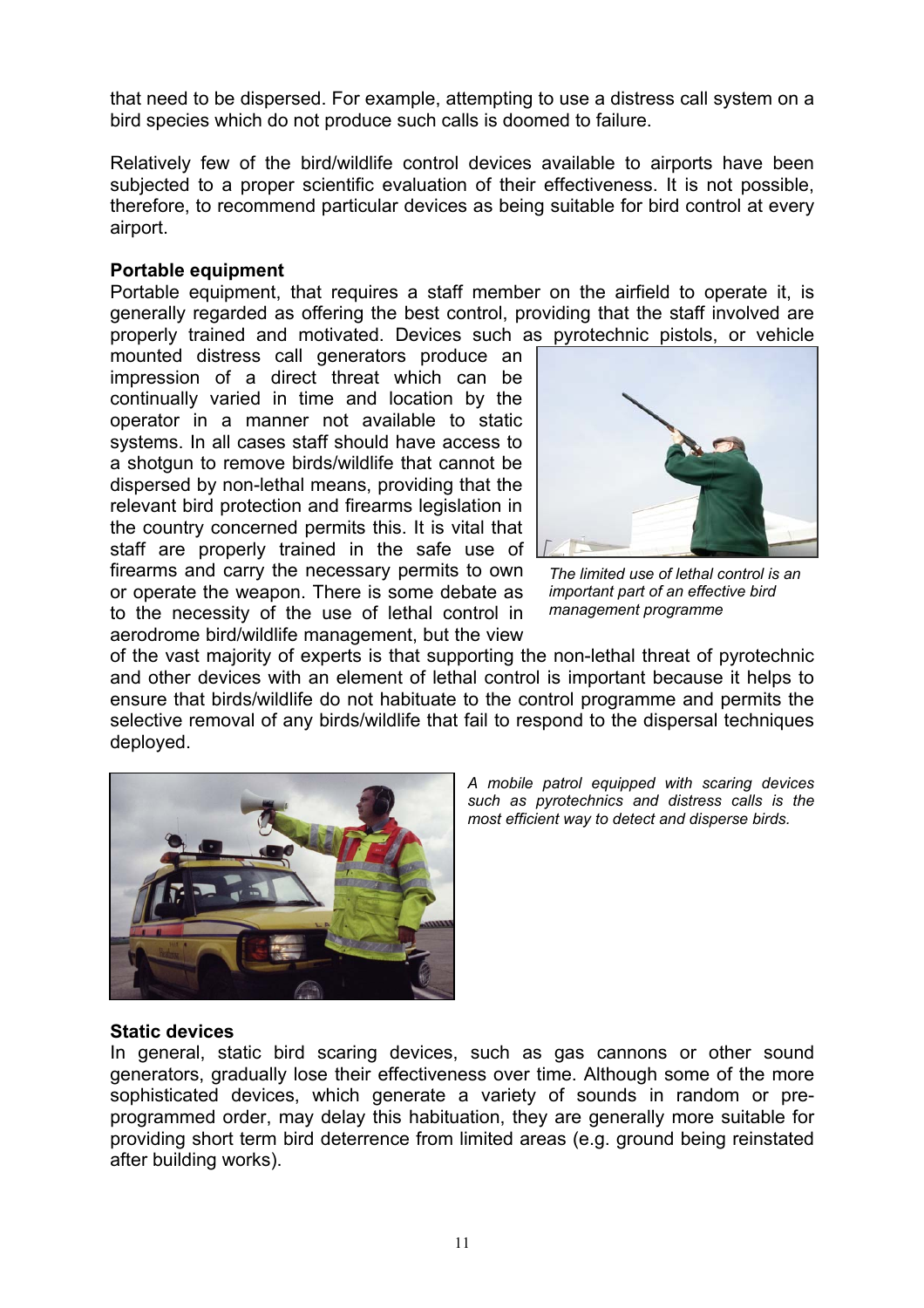that need to be dispersed. For example, attempting to use a distress call system on a bird species which do not produce such calls is doomed to failure.

Relatively few of the bird/wildlife control devices available to airports have been subjected to a proper scientific evaluation of their effectiveness. It is not possible, therefore, to recommend particular devices as being suitable for bird control at every airport.

**Portable equipment**

Portable equipment, that requires a staff member on the airfield to operate it, is generally regarded as offering the best control, providing that the staff involved are properly trained and motivated. Devices such as pyrotechnic pistols, or vehicle mounted distress call generators produce an impression of a direct threat which can be continually varied in time and location by the operator in a manner not available to static systems. In all cases staff should have access to a shotgun to remove birds/wildlife that cannot be dispersed by non-lethal means, providing that the relevant bird protection and firearms legislation in the country concerned permits this. It is vital that staff are properly trained in the safe use of firearms and carry the necessary permits to own or operate the weapon. There is some debate as to the necessity of the use of lethal control in aerodrome bird/wildlife management, but the view of the vast majority of experts is that supporting the non-lethal threat of pyrotechnic and other devices with an element of lethal control is important because it helps to ensure that birds/wildlife do not habituate to the control programme and permits the selective removal of any birds/wildlife that fail to respond to the dispersal techniques deployed.

*The limited use of lethal control is an important part of an effective bird management programme*

*A mobile patrol equipped with scaring devices such as pyrotechnics and distress calls is the most efficient way to detect and disperse birds.*

**Static devices**

In general, static bird scaring devices, such as gas cannons or other sound generators, gradually lose their effectiveness over time. Although some of the more sophisticated devices, which generate a variety of sounds in random or pre-programmed order, may delay this habituation, they are generally more suitable for providing short term bird deterrence from limited areas (e.g. ground being reinstated after building works).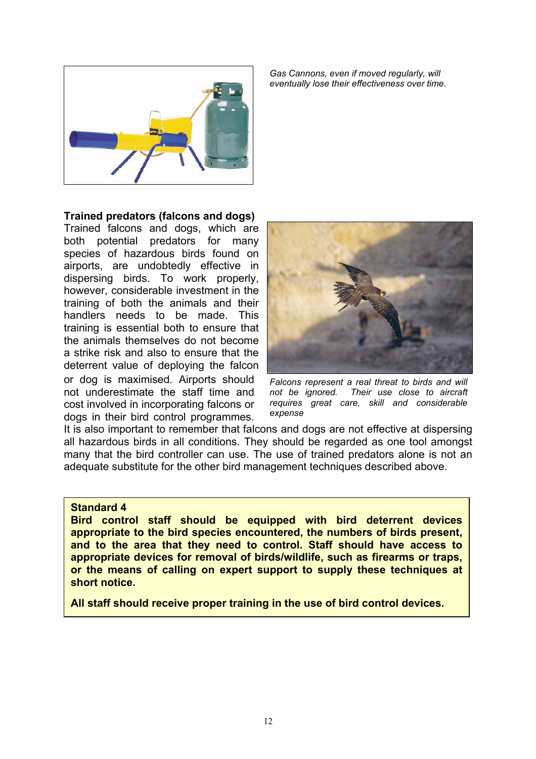*Gas Cannons, even if moved regularly, will eventually lose their effectiveness over time.*

**Trained predators (falcons and dogs)**

Trained falcons and dogs, which are both potential predators for many species of hazardous birds found on airports, are undoubtedly effective in dispersing birds. To work properly, however, considerable investment in the training of both the animals and their handlers needs to be made. This training is essential both to ensure that the animals themselves do not become a strike risk and also to ensure that the deterrent value of deploying the falcon or dog is maximised. Airports should not underestimate the staff time and cost involved in incorporating falcons or dogs in their bird control programmes.

*Falcons represent a real threat to birds and will not be ignored. Their use close to aircraft requires great care, skill and considerable expense*

It is also important to remember that falcons and dogs are not effective at dispersing all hazardous birds in all conditions. They should be regarded as one tool amongst many that the bird controller can use. The use of trained predators alone is not an adequate substitute for the other bird management techniques described above.

**Standard 4**

**Bird control staff should be equipped with bird deterrent devices appropriate to the bird species encountered, the numbers of birds present, and to the area that they need to control. Staff should have access to appropriate devices for removal of birds/wildlife, such as firearms or traps, or the means of calling on expert support to supply these techniques at short notice.**

**All staff should receive proper training in the use of bird control devices.**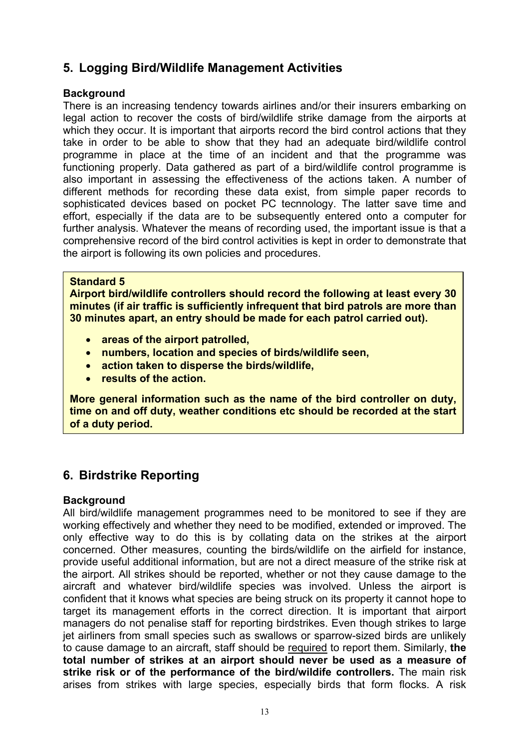## 5. Logging Bird/Wildlife Management Activities

**Background**

There is an increasing tendency towards airlines and/or their insurers embarking on legal action to recover the costs of bird/wildlife strike damage from the airports at which they occur. It is important that airports record the bird control actions that they take in order to be able to show that they had an adequate bird/wildlife control programme in place at the time of an incident and that the programme was functioning properly. Data gathered as part of a bird/wildlife control programme is also important in assessing the effectiveness of the actions taken. A number of different methods for recording these data exist, from simple paper records to sophisticated devices based on pocket PC tecnnology. The latter save time and effort, especially if the data are to be subsequently entered onto a computer for further analysis. Whatever the means of recording used, the important issue is that a comprehensive record of the bird control activities is kept in order to demonstrate that the airport is following its own policies and procedures.

**Standard 5**

**Airport bird/wildlife controllers should record the following at least every 30 minutes (if air traffic is sufficiently infrequent that bird patrols are more than 30 minutes apart, an entry should be made for each patrol carried out).**

- **areas of the airport patrolled,**
- **numbers, location and species of birds/wildlife seen,**
- **action taken to disperse the birds/wildlife,**
- **results of the action.**

**More general information such as the name of the bird controller on duty, time on and off duty, weather conditions etc should be recorded at the start of a duty period.**

## 6. Birdstrike Reporting

**Background**

All bird/wildlife management programmes need to be monitored to see if they are working effectively and whether they need to be modified, extended or improved. The only effective way to do this is by collating data on the strikes at the airport concerned. Other measures, counting the birds/wildlife on the airfield for instance, provide useful additional information, but are not a direct measure of the strike risk at the airport. All strikes should be reported, whether or not they cause damage to the aircraft and whatever bird/wildlife species was involved. Unless the airport is confident that it knows what species are being struck on its property it cannot hope to target its management efforts in the correct direction. It is important that airport managers do not penalise staff for reporting birdstrikes. Even though strikes to large jet airliners from small species such as swallows or sparrow-sized birds are unlikely to cause damage to an aircraft, staff should be required to report them. Similarly, **the total number of strikes at an airport should never be used as a measure of strike risk or of the performance of the bird/wildlife controllers.** The main risk arises from strikes with large species, especially birds that form flocks. A risk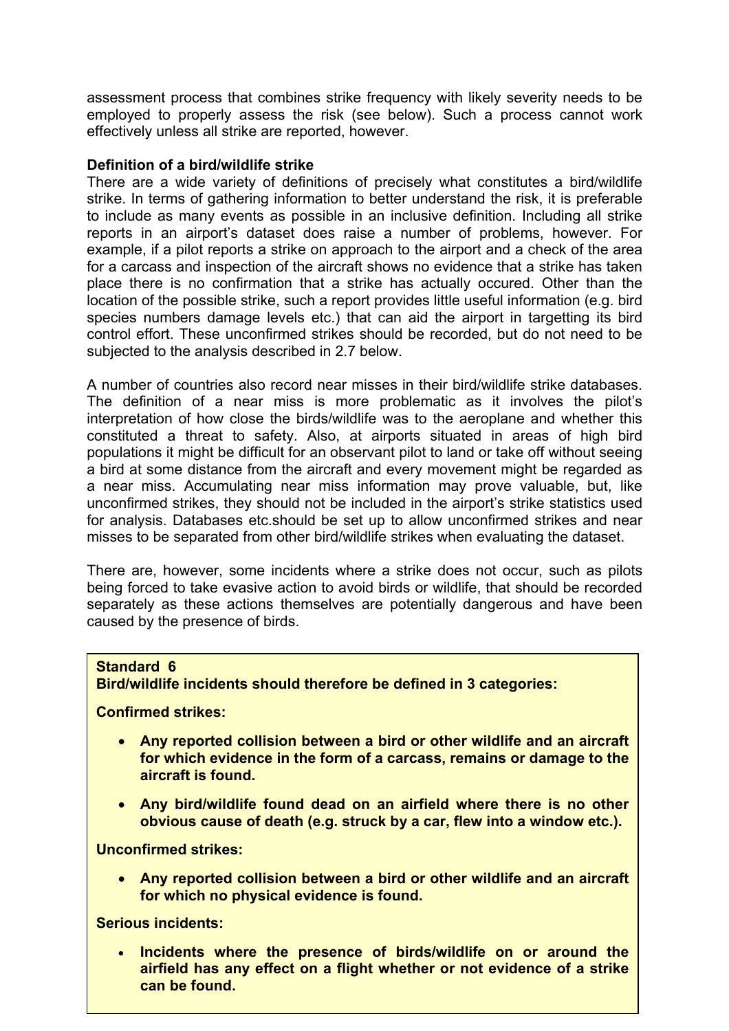assessment process that combines strike frequency with likely severity needs to be employed to properly assess the risk (see below). Such a process cannot work effectively unless all strike are reported, however.

**Definition of a bird/wildlife strike**

There are a wide variety of definitions of precisely what constitutes a bird/wildlife strike. In terms of gathering information to better understand the risk, it is preferable to include as many events as possible in an inclusive definition. Including all strike reports in an airport's dataset does raise a number of problems, however. For example, if a pilot reports a strike on approach to the airport and a check of the area for a carcass and inspection of the aircraft shows no evidence that a strike has taken place there is no confirmation that a strike has actually occured. Other than the location of the possible strike, such a report provides little useful information (e.g. bird species numbers damage levels etc.) that can aid the airport in targetting its bird control effort. These unconfirmed strikes should be recorded, but do not need to be subjected to the analysis described in 2.7 below.

A number of countries also record near misses in their bird/wildlife strike databases. The definition of a near miss is more problematic as it involves the pilot's interpretation of how close the birds/wildlife was to the aeroplane and whether this constituted a threat to safety. Also, at airports situated in areas of high bird populations it might be difficult for an observant pilot to land or take off without seeing a bird at some distance from the aircraft and every movement might be regarded as a near miss. Accumulating near miss information may prove valuable, but, like unconfirmed strikes, they should not be included in the airport's strike statistics used for analysis. Databases etc.should be set up to allow unconfirmed strikes and near misses to be separated from other bird/wildlife strikes when evaluating the dataset.

There are, however, some incidents where a strike does not occur, such as pilots being forced to take evasive action to avoid birds or wildlife, that should be recorded separately as these actions themselves are potentially dangerous and have been caused by the presence of birds.

**Standard 6**
**Bird/wildlife incidents should therefore be defined in 3 categories:**

**Confirmed strikes:**

- **Any reported collision between a bird or other wildlife and an aircraft for which evidence in the form of a carcass, remains or damage to the aircraft is found.**
- **Any bird/wildlife found dead on an airfield where there is no other obvious cause of death (e.g. struck by a car, flew into a window etc.).**

**Unconfirmed strikes:**

- **Any reported collision between a bird or other wildlife and an aircraft for which no physical evidence is found.**

**Serious incidents:**

- **Incidents where the presence of birds/wildlife on or around the airfield has any effect on a flight whether or not evidence of a strike can be found.**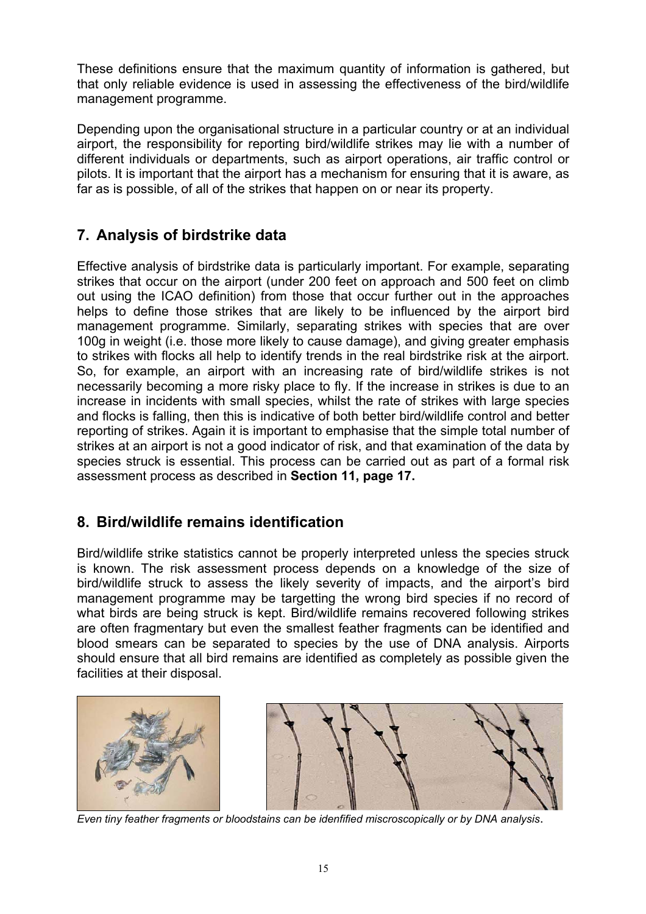These definitions ensure that the maximum quantity of information is gathered, but that only reliable evidence is used in assessing the effectiveness of the bird/wildlife management programme.

Depending upon the organisational structure in a particular country or at an individual airport, the responsibility for reporting bird/wildlife strikes may lie with a number of different individuals or departments, such as airport operations, air traffic control or pilots. It is important that the airport has a mechanism for ensuring that it is aware, as far as is possible, of all of the strikes that happen on or near its property.

## 7. Analysis of birdstrike data

Effective analysis of birdstrike data is particularly important. For example, separating strikes that occur on the airport (under 200 feet on approach and 500 feet on climb out using the ICAO definition) from those that occur further out in the approaches helps to define those strikes that are likely to be influenced by the airport bird management programme. Similarly, separating strikes with species that are over 100g in weight (i.e. those more likely to cause damage), and giving greater emphasis to strikes with flocks all help to identify trends in the real birdstrike risk at the airport. So, for example, an airport with an increasing rate of bird/wildlife strikes is not necessarily becoming a more risky place to fly. If the increase in strikes is due to an increase in incidents with small species, whilst the rate of strikes with large species and flocks is falling, then this is indicative of both better bird/wildlife control and better reporting of strikes. Again it is important to emphasise that the simple total number of strikes at an airport is not a good indicator of risk, and that examination of the data by species struck is essential. This process can be carried out as part of a formal risk assessment process as described in **Section 11, page 17.**

## 8. Bird/wildlife remains identification

Bird/wildlife strike statistics cannot be properly interpreted unless the species struck is known. The risk assessment process depends on a knowledge of the size of bird/wildlife struck to assess the likely severity of impacts, and the airport's bird management programme may be targetting the wrong bird species if no record of what birds are being struck is kept. Bird/wildlife remains recovered following strikes are often fragmentary but even the smallest feather fragments can be identified and blood smears can be separated to species by the use of DNA analysis. Airports should ensure that all bird remains are identified as completely as possible given the facilities at their disposal.

*Even tiny feather fragments or bloodstains can be idenfified miscroscopically or by DNA analysis*.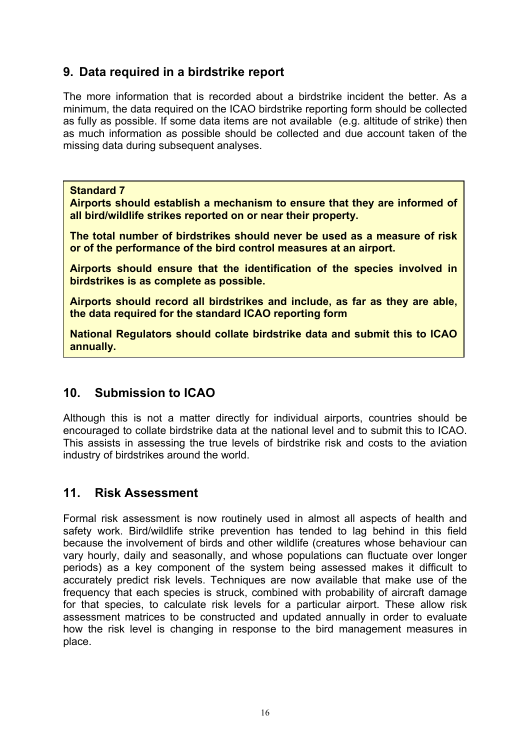## 9. Data required in a birdstrike report

The more information that is recorded about a birdstrike incident the better. As a minimum, the data required on the ICAO birdstrike reporting form should be collected as fully as possible. If some data items are not available (e.g. altitude of strike) then as much information as possible should be collected and due account taken of the missing data during subsequent analyses.

> **Standard 7**
>
> **Airports should establish a mechanism to ensure that they are informed of all bird/wildlife strikes reported on or near their property.**
>
> **The total number of birdstrikes should never be used as a measure of risk or of the performance of the bird control measures at an airport.**
>
> **Airports should ensure that the identification of the species involved in birdstrikes is as complete as possible.**
>
> **Airports should record all birdstrikes and include, as far as they are able, the data required for the standard ICAO reporting form**
>
> **National Regulators should collate birdstrike data and submit this to ICAO annually.**

## 10. Submission to ICAO

Although this is not a matter directly for individual airports, countries should be encouraged to collate birdstrike data at the national level and to submit this to ICAO. This assists in assessing the true levels of birdstrike risk and costs to the aviation industry of birdstrikes around the world.

## 11. Risk Assessment

Formal risk assessment is now routinely used in almost all aspects of health and safety work. Bird/wildlife strike prevention has tended to lag behind in this field because the involvement of birds and other wildlife (creatures whose behaviour can vary hourly, daily and seasonally, and whose populations can fluctuate over longer periods) as a key component of the system being assessed makes it difficult to accurately predict risk levels. Techniques are now available that make use of the frequency that each species is struck, combined with probability of aircraft damage for that species, to calculate risk levels for a particular airport. These allow risk assessment matrices to be constructed and updated annually in order to evaluate how the risk level is changing in response to the bird management measures in place.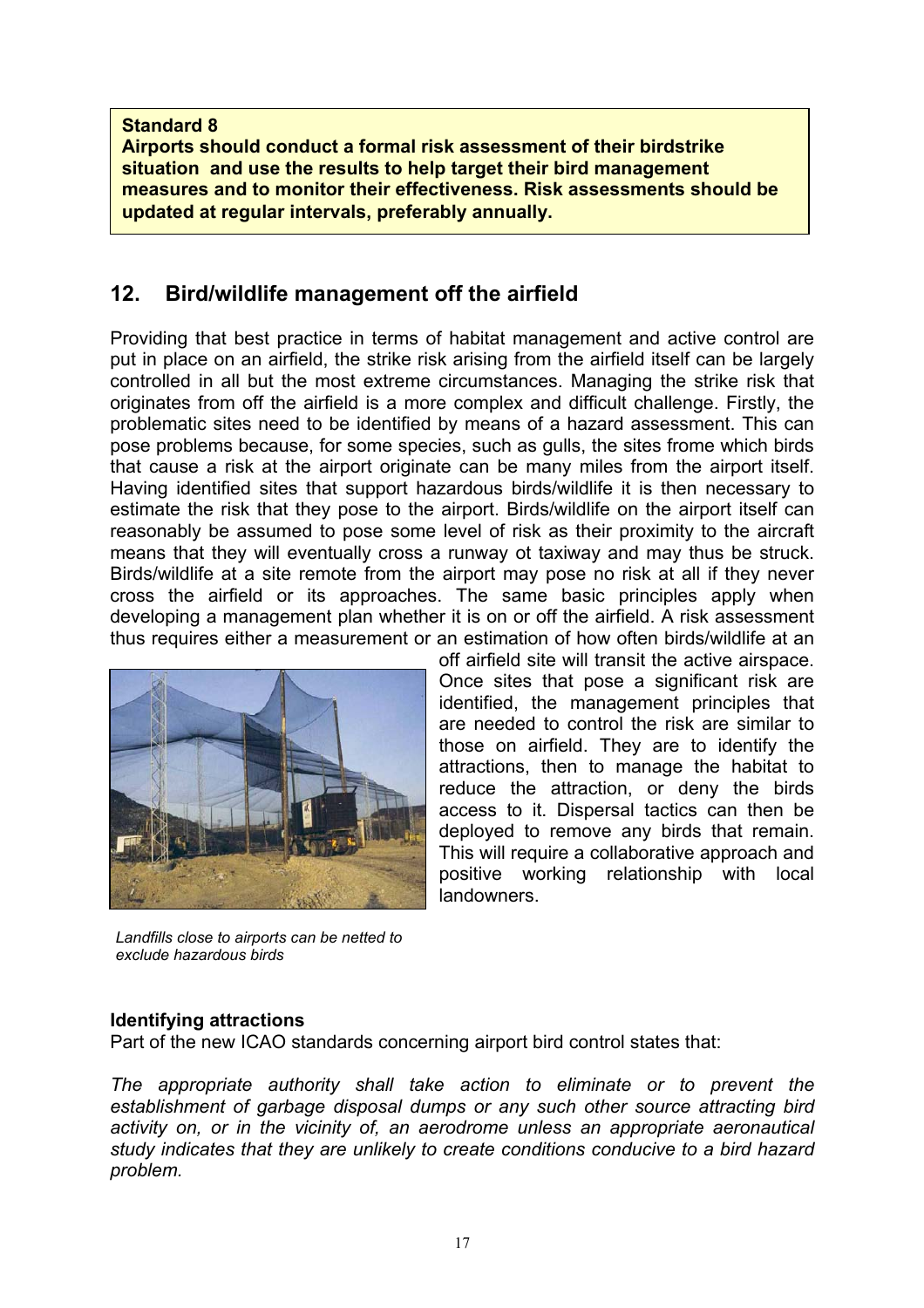**Standard 8**
**Airports should conduct a formal risk assessment of their birdstrike situation and use the results to help target their bird management measures and to monitor their effectiveness. Risk assessments should be updated at regular intervals, preferably annually.**

## 12. Bird/wildlife management off the airfield

Providing that best practice in terms of habitat management and active control are put in place on an airfield, the strike risk arising from the airfield itself can be largely controlled in all but the most extreme circumstances. Managing the strike risk that originates from off the airfield is a more complex and difficult challenge. Firstly, the problematic sites need to be identified by means of a hazard assessment. This can pose problems because, for some species, such as gulls, the sites frome which birds that cause a risk at the airport originate can be many miles from the airport itself. Having identified sites that support hazardous birds/wildlife it is then necessary to estimate the risk that they pose to the airport. Birds/wildlife on the airport itself can reasonably be assumed to pose some level of risk as their proximity to the aircraft means that they will eventually cross a runway ot taxiway and may thus be struck. Birds/wildlife at a site remote from the airport may pose no risk at all if they never cross the airfield or its approaches. The same basic principles apply when developing a management plan whether it is on or off the airfield. A risk assessment thus requires either a measurement or an estimation of how often birds/wildlife at an off airfield site will transit the active airspace. Once sites that pose a significant risk are identified, the management principles that are needed to control the risk are similar to those on airfield. They are to identify the attractions, then to manage the habitat to reduce the attraction, or deny the birds access to it. Dispersal tactics can then be deployed to remove any birds that remain. This will require a collaborative approach and positive working relationship with local landowners.

*Landfills close to airports can be netted to exclude hazardous birds*

### Identifying attractions

Part of the new ICAO standards concerning airport bird control states that:

*The appropriate authority shall take action to eliminate or to prevent the establishment of garbage disposal dumps or any such other source attracting bird activity on, or in the vicinity of, an aerodrome unless an appropriate aeronautical study indicates that they are unlikely to create conditions conducive to a bird hazard problem.*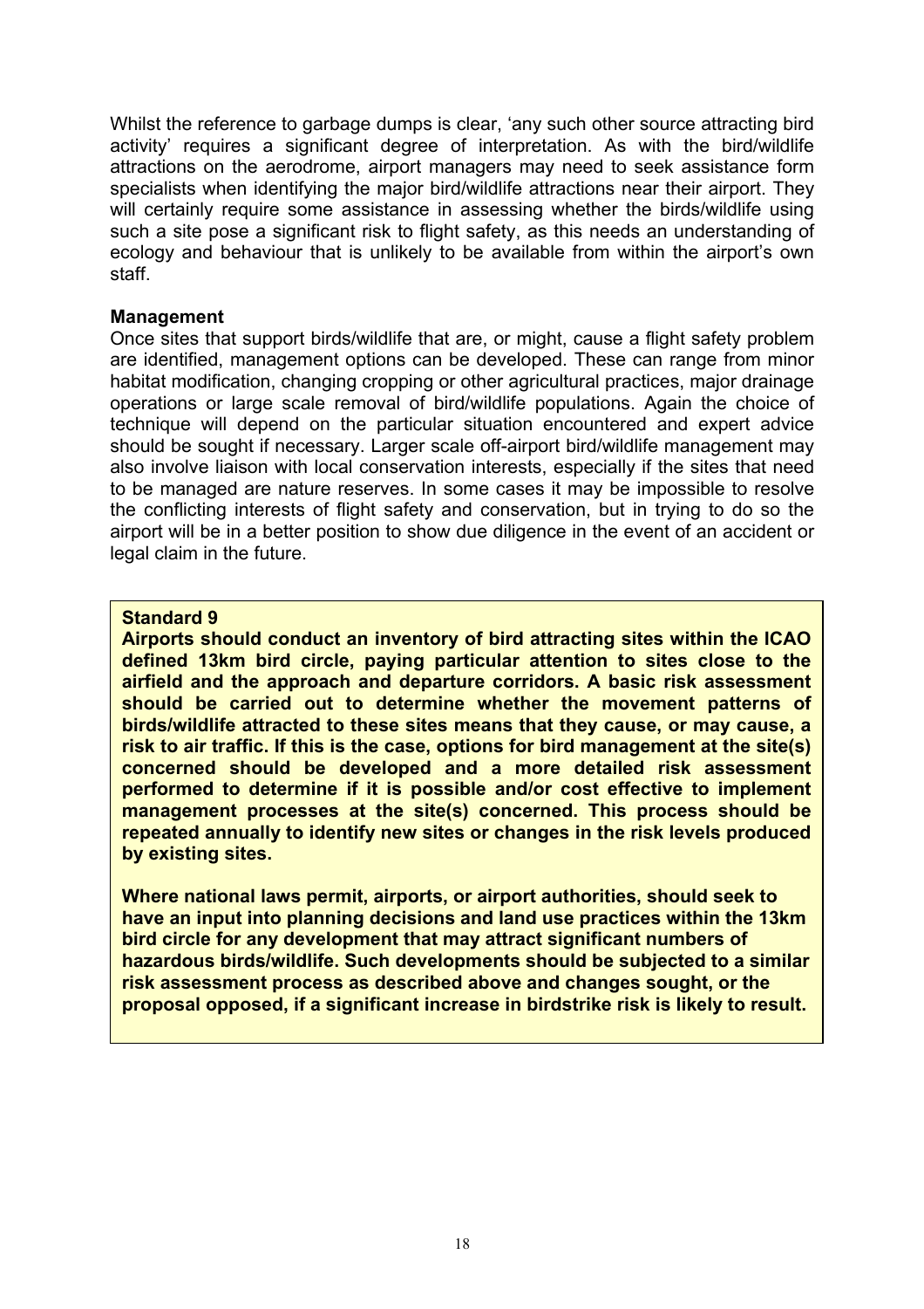Whilst the reference to garbage dumps is clear, 'any such other source attracting bird activity' requires a significant degree of interpretation. As with the bird/wildlife attractions on the aerodrome, airport managers may need to seek assistance form specialists when identifying the major bird/wildlife attractions near their airport. They will certainly require some assistance in assessing whether the birds/wildlife using such a site pose a significant risk to flight safety, as this needs an understanding of ecology and behaviour that is unlikely to be available from within the airport's own staff.

**Management**

Once sites that support birds/wildlife that are, or might, cause a flight safety problem are identified, management options can be developed. These can range from minor habitat modification, changing cropping or other agricultural practices, major drainage operations or large scale removal of bird/wildlife populations. Again the choice of technique will depend on the particular situation encountered and expert advice should be sought if necessary. Larger scale off-airport bird/wildlife management may also involve liaison with local conservation interests, especially if the sites that need to be managed are nature reserves. In some cases it may be impossible to resolve the conflicting interests of flight safety and conservation, but in trying to do so the airport will be in a better position to show due diligence in the event of an accident or legal claim in the future.

**Standard 9**

**Airports should conduct an inventory of bird attracting sites within the ICAO defined 13km bird circle, paying particular attention to sites close to the airfield and the approach and departure corridors. A basic risk assessment should be carried out to determine whether the movement patterns of birds/wildlife attracted to these sites means that they cause, or may cause, a risk to air traffic. If this is the case, options for bird management at the site(s) concerned should be developed and a more detailed risk assessment performed to determine if it is possible and/or cost effective to implement management processes at the site(s) concerned. This process should be repeated annually to identify new sites or changes in the risk levels produced by existing sites.**

**Where national laws permit, airports, or airport authorities, should seek to have an input into planning decisions and land use practices within the 13km bird circle for any development that may attract significant numbers of hazardous birds/wildlife. Such developments should be subjected to a similar risk assessment process as described above and changes sought, or the proposal opposed, if a significant increase in birdstrike risk is likely to result.**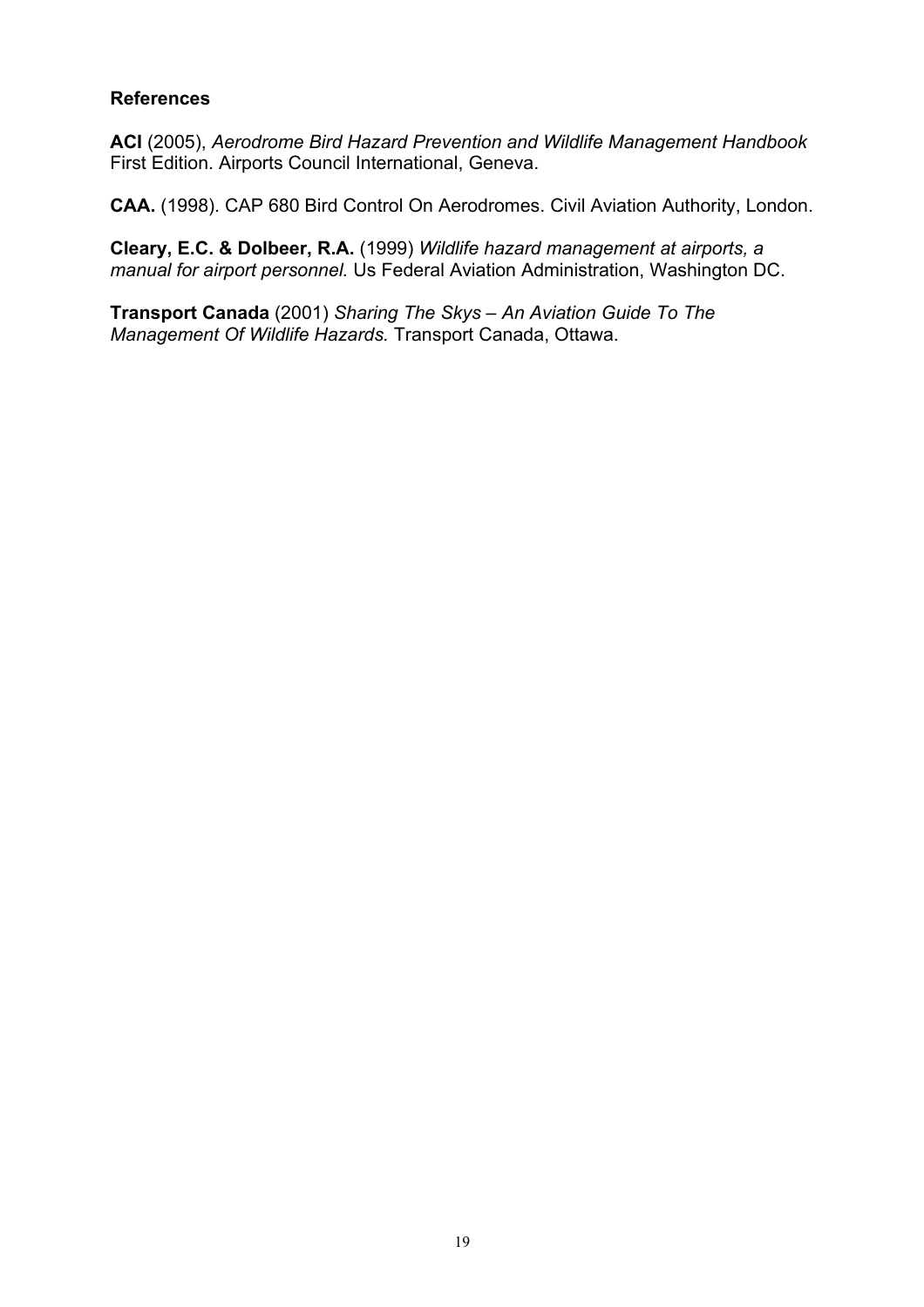**References**

**ACI** (2005), *Aerodrome Bird Hazard Prevention and Wildlife Management Handbook* First Edition. Airports Council International, Geneva.

**CAA.** (1998). CAP 680 Bird Control On Aerodromes. Civil Aviation Authority, London.

**Cleary, E.C. & Dolbeer, R.A.** (1999) *Wildlife hazard management at airports, a manual for airport personnel.* Us Federal Aviation Administration, Washington DC.

**Transport Canada** (2001) *Sharing The Skys – An Aviation Guide To The Management Of Wildlife Hazards.* Transport Canada, Ottawa.